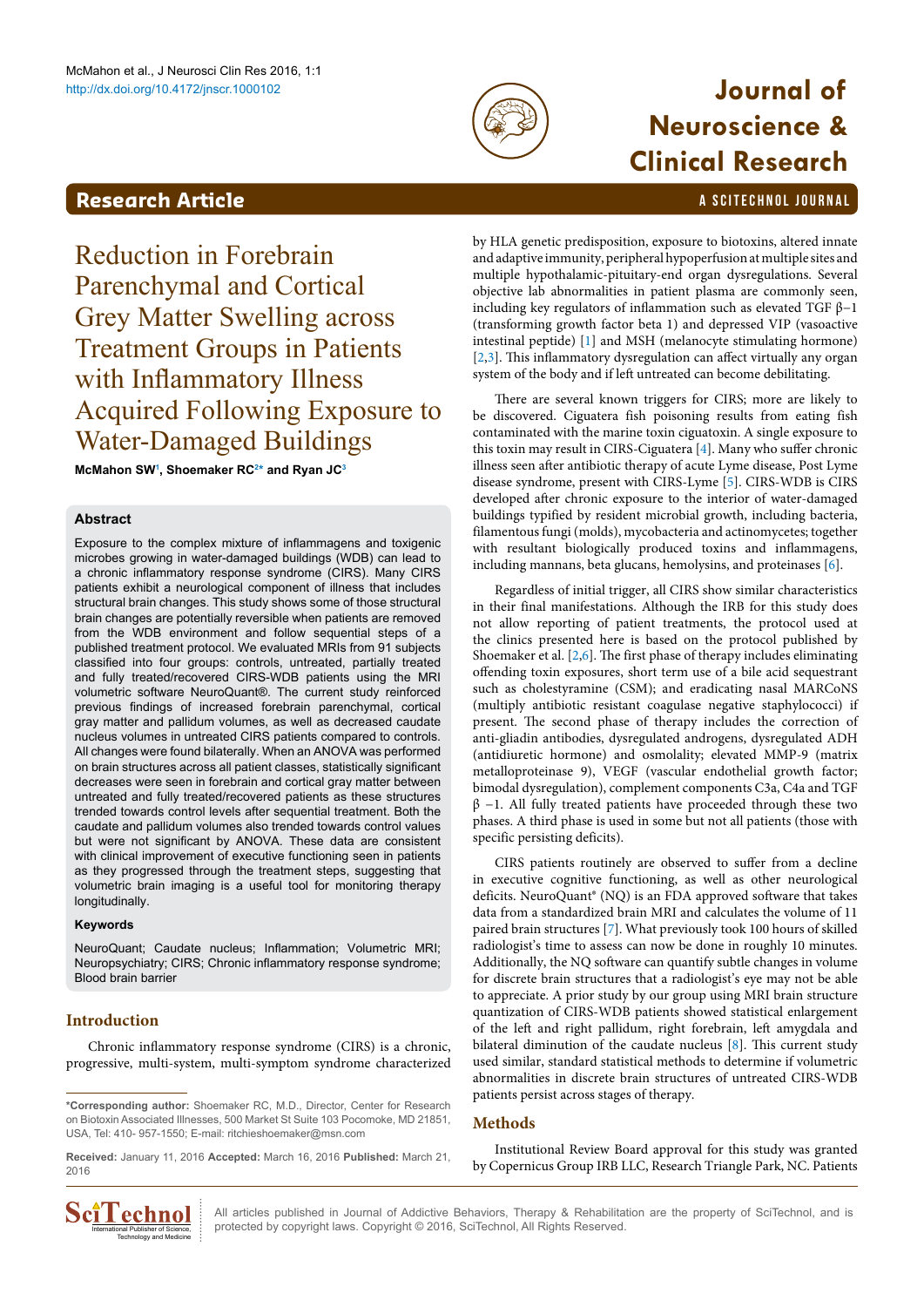# Reduction in Forebrain Parenchymal and Cortical Grey Matter Swelling across Treatment Groups in Patients with Inflammatory Illness Acquired Following Exposure to Water-Damaged Buildings

**McMahon SW[1], Shoemaker RC[2*] and Ryan JC[3]**

## Abstract

Exposure to the complex mixture of inflammagens and toxigenic microbes growing in water-damaged buildings (WDB) can lead to a chronic inflammatory response syndrome (CIRS). Many CIRS patients exhibit a neurological component of illness that includes structural brain changes. This study shows some of those structural brain changes are potentially reversible when patients are removed from the WDB environment and follow sequential steps of a published treatment protocol. We evaluated MRIs from 91 subjects classified into four groups: controls, untreated, partially treated and fully treated/recovered CIRS-WDB patients using the MRI volumetric software NeuroQuant®. The current study reinforced previous findings of increased forebrain parenchymal, cortical gray matter and pallidum volumes, as well as decreased caudate nucleus volumes in untreated CIRS patients compared to controls. All changes were found bilaterally. When an ANOVA was performed on brain structures across all patient classes, statistically significant decreases were seen in forebrain and cortical gray matter between untreated and fully treated/recovered patients as these structures trended towards control levels after sequential treatment. Both the caudate and pallidum volumes also trended towards control values but were not significant by ANOVA. These data are consistent with clinical improvement of executive functioning seen in patients as they progressed through the treatment steps, suggesting that volumetric brain imaging is a useful tool for monitoring therapy longitudinally.

### Keywords

NeuroQuant; Caudate nucleus; Inflammation; Volumetric MRI; Neuropsychiatry; CIRS; Chronic inflammatory response syndrome; Blood brain barrier

## Introduction

Chronic inflammatory response syndrome (CIRS) is a chronic, progressive, multi-system, multi-symptom syndrome characterized by HLA genetic predisposition, exposure to biotoxins, altered innate and adaptive immunity, peripheral hypoperfusion at multiple sites and multiple hypothalamic-pituitary-end organ dysregulations. Several objective lab abnormalities in patient plasma are commonly seen, including key regulators of inflammation such as elevated TGF β−1 (transforming growth factor beta 1) and depressed VIP (vasoactive intestinal peptide) [1] and MSH (melanocyte stimulating hormone) [2,3]. This inflammatory dysregulation can affect virtually any organ system of the body and if left untreated can become debilitating.

There are several known triggers for CIRS; more are likely to be discovered. Ciguatera fish poisoning results from eating fish contaminated with the marine toxin ciguatoxin. A single exposure to this toxin may result in CIRS-Ciguatera [4]. Many who suffer chronic illness seen after antibiotic therapy of acute Lyme disease, Post Lyme disease syndrome, present with CIRS-Lyme [5]. CIRS-WDB is CIRS developed after chronic exposure to the interior of water-damaged buildings typified by resident microbial growth, including bacteria, filamentous fungi (molds), mycobacteria and actinomycetes; together with resultant biologically produced toxins and inflammagens, including mannans, beta glucans, hemolysins, and proteinases [6].

Regardless of initial trigger, all CIRS show similar characteristics in their final manifestations. Although the IRB for this study does not allow reporting of patient treatments, the protocol used at the clinics presented here is based on the protocol published by Shoemaker et al. [2,6]. The first phase of therapy includes eliminating offending toxin exposures, short term use of a bile acid sequestrant such as cholestyramine (CSM); and eradicating nasal MARCoNS (multiply antibiotic resistant coagulase negative staphylococci) if present. The second phase of therapy includes the correction of anti-gliadin antibodies, dysregulated androgens, dysregulated ADH (antidiuretic hormone) and osmolality; elevated MMP-9 (matrix metalloproteinase 9), VEGF (vascular endothelial growth factor; bimodal dysregulation), complement components C3a, C4a and TGF β −1. All fully treated patients have proceeded through these two phases. A third phase is used in some but not all patients (those with specific persisting deficits).

CIRS patients routinely are observed to suffer from a decline in executive cognitive functioning, as well as other neurological deficits. NeuroQuant® (NQ) is an FDA approved software that takes data from a standardized brain MRI and calculates the volume of 11 paired brain structures [7]. What previously took 100 hours of skilled radiologist's time to assess can now be done in roughly 10 minutes. Additionally, the NQ software can quantify subtle changes in volume for discrete brain structures that a radiologist's eye may not be able to appreciate. A prior study by our group using MRI brain structure quantization of CIRS-WDB patients showed statistical enlargement of the left and right pallidum, right forebrain, left amygdala and bilateral diminution of the caudate nucleus [8]. This current study used similar, standard statistical methods to determine if volumetric abnormalities in discrete brain structures of untreated CIRS-WDB patients persist across stages of therapy.

## Methods

Institutional Review Board approval for this study was granted by Copernicus Group IRB LLC, Research Triangle Park, NC. Patients

---

***Corresponding author:** Shoemaker RC, M.D., Director, Center for Research on Biotoxin Associated Illnesses, 500 Market St Suite 103 Pocomoke, MD 21851, USA, Tel: 410- 957-1550; E-mail: ritchieshoemaker@msn.com

**Received:** January 11, 2016 **Accepted:** March 16, 2016 **Published:** March 21, 2016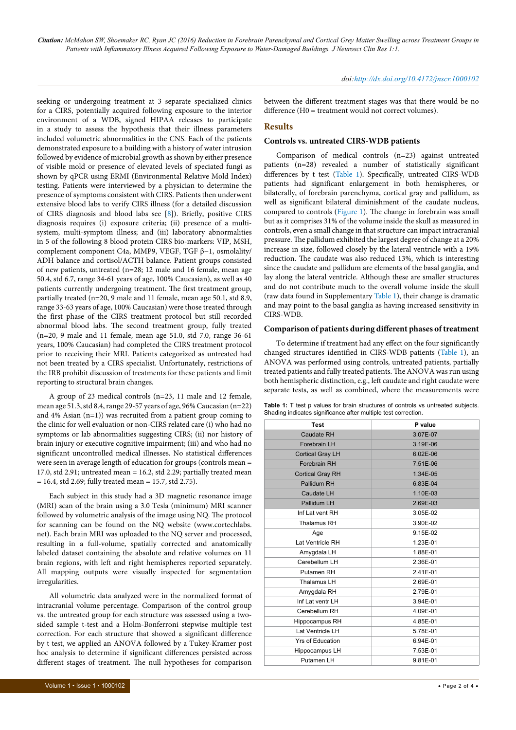seeking or undergoing treatment at 3 separate specialized clinics for a CIRS, potentially acquired following exposure to the interior environment of a WDB, signed HIPAA releases to participate in a study to assess the hypothesis that their illness parameters included volumetric abnormalities in the CNS. Each of the patients demonstrated exposure to a building with a history of water intrusion followed by evidence of microbial growth as shown by either presence of visible mold or presence of elevated levels of speciated fungi as shown by qPCR using ERMI (Environmental Relative Mold Index) testing. Patients were interviewed by a physician to determine the presence of symptoms consistent with CIRS. Patients then underwent extensive blood labs to verify CIRS illness (for a detailed discussion of CIRS diagnosis and blood labs see [8]). Briefly, positive CIRS diagnosis requires (i) exposure criteria; (ii) presence of a multi-system, multi-symptom illness; and (iii) laboratory abnormalities in 5 of the following 8 blood protein CIRS bio-markers: VIP, MSH, complement component C4a, MMP9, VEGF, TGF β−1, osmolality/ADH balance and cortisol/ACTH balance. Patient groups consisted of new patients, untreated (n=28; 12 male and 16 female, mean age 50.4, std 6.7, range 34-61 years of age, 100% Caucasian), as well as 40 patients currently undergoing treatment. The first treatment group, partially treated (n=20, 9 male and 11 female, mean age 50.1, std 8.9, range 33-63 years of age, 100% Caucasian) were those treated through the first phase of the CIRS treatment protocol but still recorded abnormal blood labs. The second treatment group, fully treated (n=20, 9 male and 11 female, mean age 51.0, std 7.0, range 36-61 years, 100% Caucasian) had completed the CIRS treatment protocol prior to receiving their MRI. Patients categorized as untreated had not been treated by a CIRS specialist. Unfortunately, restrictions of the IRB prohibit discussion of treatments for these patients and limit reporting to structural brain changes.

A group of 23 medical controls (n=23, 11 male and 12 female, mean age 51.3, std 8.4, range 29-57 years of age, 96% Caucasian (n=22) and 4% Asian (n=1)) was recruited from a patient group coming to the clinic for well evaluation or non-CIRS related care (i) who had no symptoms or lab abnormalities suggesting CIRS; (ii) nor history of brain injury or executive cognitive impairment; (iii) and who had no significant uncontrolled medical illnesses. No statistical differences were seen in average length of education for groups (controls mean = 17.0, std 2.91; untreated mean = 16.2, std 2.29; partially treated mean = 16.4, std 2.69; fully treated mean = 15.7, std 2.75).

Each subject in this study had a 3D magnetic resonance image (MRI) scan of the brain using a 3.0 Tesla (minimum) MRI scanner followed by volumetric analysis of the image using NQ. The protocol for scanning can be found on the NQ website (www.cortechlabs.net). Each brain MRI was uploaded to the NQ server and processed, resulting in a full-volume, spatially corrected and anatomically labeled dataset containing the absolute and relative volumes on 11 brain regions, with left and right hemispheres reported separately. All mapping outputs were visually inspected for segmentation irregularities.

All volumetric data analyzed were in the normalized format of intracranial volume percentage. Comparison of the control group vs. the untreated group for each structure was assessed using a two-sided sample t-test and a Holm-Bonferroni stepwise multiple test correction. For each structure that showed a significant difference by t test, we applied an ANOVA followed by a Tukey-Kramer post hoc analysis to determine if significant differences persisted across different stages of treatment. The null hypotheses for comparison between the different treatment stages was that there would be no difference (H0 = treatment would not correct volumes).

## Results

### Controls vs. untreated CIRS-WDB patients

Comparison of medical controls (n=23) against untreated patients (n=28) revealed a number of statistically significant differences by t test (Table 1). Specifically, untreated CIRS-WDB patients had significant enlargement in both hemispheres, or bilaterally, of forebrain parenchyma, cortical gray and pallidum, as well as significant bilateral diminishment of the caudate nucleus, compared to controls (Figure 1). The change in forebrain was small but as it comprises 31% of the volume inside the skull as measured in controls, even a small change in that structure can impact intracranial pressure. The pallidum exhibited the largest degree of change at a 20% increase in size, followed closely by the lateral ventricle with a 19% reduction. The caudate was also reduced 13%, which is interesting since the caudate and pallidum are elements of the basal ganglia, and lay along the lateral ventricle. Although these are smaller structures and do not contribute much to the overall volume inside the skull (raw data found in Supplementary Table 1), their change is dramatic and may point to the basal ganglia as having increased sensitivity in CIRS-WDB.

### Comparison of patients during different phases of treatment

To determine if treatment had any effect on the four significantly changed structures identified in CIRS-WDB patients (Table 1), an ANOVA was performed using controls, untreated patients, partially treated patients and fully treated patients. The ANOVA was run using both hemispheric distinction, e.g., left caudate and right caudate were separate tests, as well as combined, where the measurements were

**Table 1:** T test p values for brain structures of controls vs untreated subjects. Shading indicates significance after multiple test correction.

| Test | P value |
|---|---|
| Caudate RH | 3.07E-07 |
| Forebrain LH | 3.19E-06 |
| Cortical Gray LH | 6.02E-06 |
| Forebrain RH | 7.51E-06 |
| Cortical Gray RH | 1.34E-05 |
| Pallidum RH | 6.83E-04 |
| Caudate LH | 1.10E-03 |
| Pallidum LH | 2.69E-03 |
| Inf Lat vent RH | 3.05E-02 |
| Thalamus RH | 3.90E-02 |
| Age | 9.15E-02 |
| Lat Ventricle RH | 1.23E-01 |
| Amygdala LH | 1.88E-01 |
| Cerebellum LH | 2.36E-01 |
| Putamen RH | 2.41E-01 |
| Thalamus LH | 2.69E-01 |
| Amygdala RH | 2.79E-01 |
| Inf Lat ventr LH | 3.94E-01 |
| Cerebellum RH | 4.09E-01 |
| Hippocampus RH | 4.85E-01 |
| Lat Ventricle LH | 5.78E-01 |
| Yrs of Education | 6.94E-01 |
| Hippocampus LH | 7.53E-01 |
| Putamen LH | 9.81E-01 |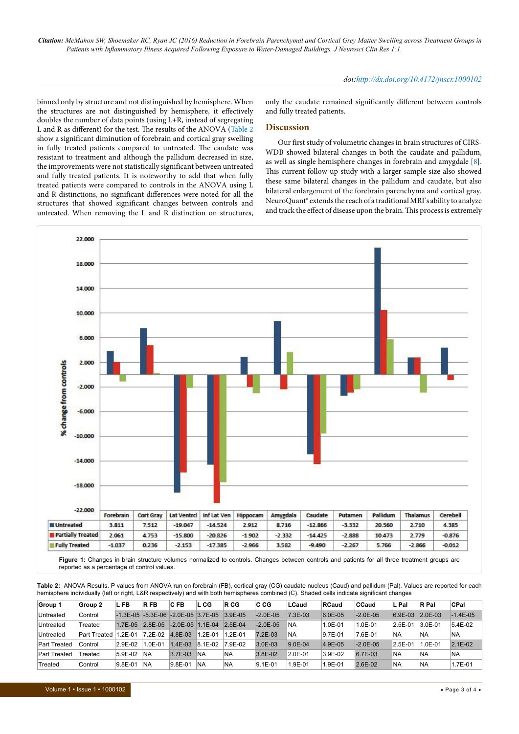binned only by structure and not distinguished by hemisphere. When the structures are not distinguished by hemisphere, it effectively doubles the number of data points (using L+R, instead of segregating L and R as different) for the test. The results of the ANOVA (Table 2 show a significant diminution of forebrain and cortical gray swelling in fully treated patients compared to untreated. The caudate was resistant to treatment and although the pallidum decreased in size, the improvements were not statistically significant between untreated and fully treated patients. It is noteworthy to add that when fully treated patients were compared to controls in the ANOVA using L and R distinctions, no significant differences were noted for all the structures that showed significant changes between controls and untreated. When removing the L and R distinction on structures, only the caudate remained significantly different between controls and fully treated patients.

## Discussion

Our first study of volumetric changes in brain structures of CIRS-WDB showed bilateral changes in both the caudate and pallidum, as well as single hemisphere changes in forebrain and amygdale [8]. This current follow up study with a larger sample size also showed these same bilateral changes in the pallidum and caudate, but also bilateral enlargement of the forebrain parenchyma and cortical gray. NeuroQuant® extends the reach of a traditional MRI's ability to analyze and track the effect of disease upon the brain. This process is extremely

| | Forebrain | Cort Gray | Lat Ventrcl | Inf Lat Ven | Hippocam | Amygdala | Caudate | Putamen | Pallidum | Thalamus | Cerebell |
|---|---|---|---|---|---|---|---|---|---|---|---|
| Untreated | 3.811 | 7.512 | -19.047 | -14.524 | 2.912 | 8.716 | -12.866 | -3.332 | 20.560 | 2.710 | 4.385 |
| Partially Treated | 2.061 | 4.753 | -15.800 | -20.826 | -1.902 | -2.332 | -14.425 | -2.888 | 10.473 | 2.779 | -0.876 |
| Fully Treated | -1.037 | 0.236 | -2.153 | -17.385 | -2.966 | 3.582 | -9.490 | -2.267 | 5.766 | -2.866 | -0.012 |

**Figure 1:** Changes in brain structure volumes normalized to controls. Changes between controls and patients for all three treatment groups are reported as a percentage of control values.

**Table 2:** ANOVA Results. P values from ANOVA run on forebrain (FB), cortical gray (CG) caudate nucleus (Caud) and pallidum (Pal). Values are reported for each hemisphere individually (left or right, L&R respectively) and with both hemispheres combined (C). Shaded cells indicate significant changes

| Group 1 | Group 2 | L FB | R FB | C FB | L CG | R CG | C CG | LCaud | RCaud | CCaud | L Pal | R Pal | CPal |
|---|---|---|---|---|---|---|---|---|---|---|---|---|---|
| Untreated | Control | -1.3E-05 | -5.3E-06 | -2.0E-05 | 3.7E-05 | 3.9E-05 | -2.0E-05 | 7.3E-03 | 6.0E-05 | -2.0E-05 | 6.9E-03 | 2.0E-03 | -1.4E-05 |
| Untreated | Treated | 1.7E-05 | 2.8E-05 | -2.0E-05 | 1.1E-04 | 2.5E-04 | -2.0E-05 | NA | 1.0E-01 | 1.0E-01 | 2.5E-01 | 3.0E-01 | 5.4E-02 |
| Untreated | Part Treated | 1.2E-01 | 7.2E-02 | 4.8E-03 | 1.2E-01 | 1.2E-01 | 7.2E-03 | NA | 9.7E-01 | 7.6E-01 | NA | NA | NA |
| Part Treated | Control | 2.9E-02 | 1.0E-01 | 1.4E-03 | 8.1E-02 | 7.9E-02 | 3.0E-03 | 9.0E-04 | 4.9E-05 | -2.0E-05 | 2.5E-01 | 1.0E-01 | 2.1E-02 |
| Part Treated | Treated | 5.9E-02 | NA | 3.7E-03 | NA | NA | 3.8E-02 | 2.0E-01 | 3.9E-02 | 6.7E-03 | NA | NA | NA |
| Treated | Control | 9.8E-01 | NA | 9.8E-01 | NA | NA | 9.1E-01 | 1.9E-01 | 1.9E-01 | 2.6E-02 | NA | NA | 1.7E-01 |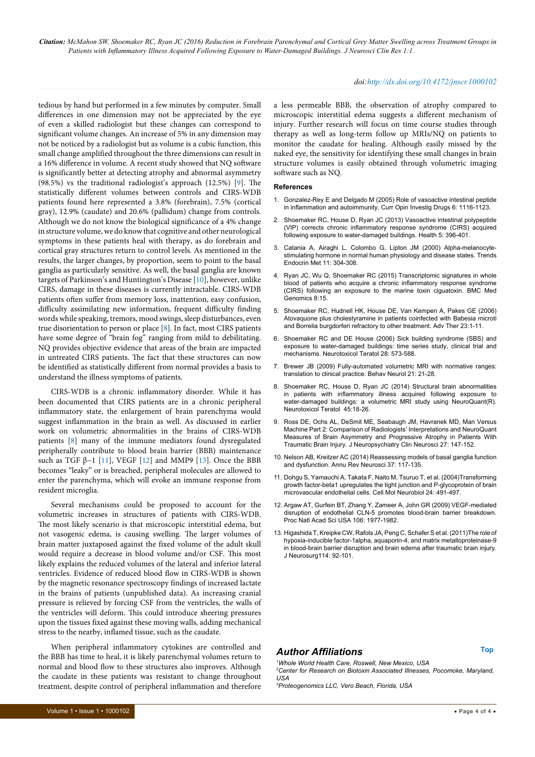tedious by hand but performed in a few minutes by computer. Small differences in one dimension may not be appreciated by the eye of even a skilled radiologist but these changes can correspond to significant volume changes. An increase of 5% in any dimension may not be noticed by a radiologist but as volume is a cubic function, this small change amplified throughout the three dimensions can result in a 16% difference in volume. A recent study showed that NQ software is significantly better at detecting atrophy and abnormal asymmetry (98.5%) vs the traditional radiologist's approach (12.5%) [9]. The statistically different volumes between controls and CIRS-WDB patients found here represented a 3.8% (forebrain), 7.5% (cortical gray), 12.9% (caudate) and 20.6% (pallidum) change from controls. Although we do not know the biological significance of a 4% change in structure volume, we do know that cognitive and other neurological symptoms in these patients heal with therapy, as do forebrain and cortical gray structures return to control levels. As mentioned in the results, the larger changes, by proportion, seem to point to the basal ganglia as particularly sensitive. As well, the basal ganglia are known targets of Parkinson's and Huntington's Disease [10], however, unlike CIRS, damage in these diseases is currently intractable. CIRS-WDB patients often suffer from memory loss, inattention, easy confusion, difficulty assimilating new information, frequent difficulty finding words while speaking, tremors, mood swings, sleep disturbances, even true disorientation to person or place [8]. In fact, most CIRS patients have some degree of "brain fog" ranging from mild to debilitating. NQ provides objective evidence that areas of the brain are impacted in untreated CIRS patients. The fact that these structures can now be identified as statistically different from normal provides a basis to understand the illness symptoms of patients.

CIRS-WDB is a chronic inflammatory disorder. While it has been documented that CIRS patients are in a chronic peripheral inflammatory state, the enlargement of brain parenchyma would suggest inflammation in the brain as well. As discussed in earlier work on volumetric abnormalities in the brains of CIRS-WDB patients [8] many of the immune mediators found dysregulated peripherally contribute to blood brain barrier (BBB) maintenance such as TGF β–1 [11], VEGF [12] and MMP9 [13]. Once the BBB becomes "leaky" or is breached, peripheral molecules are allowed to enter the parenchyma, which will evoke an immune response from resident microglia.

Several mechanisms could be proposed to account for the volumetric increases in structures of patients with CIRS-WDB. The most likely scenario is that microscopic interstitial edema, but not vasogenic edema, is causing swelling. The larger volumes of brain matter juxtaposed against the fixed volume of the adult skull would require a decrease in blood volume and/or CSF. This most likely explains the reduced volumes of the lateral and inferior lateral ventricles. Evidence of reduced blood flow in CIRS-WDB is shown by the magnetic resonance spectroscopy findings of increased lactate in the brains of patients (unpublished data). As increasing cranial pressure is relieved by forcing CSF from the ventricles, the walls of the ventricles will deform. This could introduce sheering pressures upon the tissues fixed against these moving walls, adding mechanical stress to the nearby, inflamed tissue, such as the caudate.

When peripheral inflammatory cytokines are controlled and the BBB has time to heal, it is likely parenchymal volumes return to normal and blood flow to these structures also improves. Although the caudate in these patients was resistant to change throughout treatment, despite control of peripheral inflammation and therefore a less permeable BBB, the observation of atrophy compared to microscopic interstitial edema suggests a different mechanism of injury. Further research will focus on time course studies through therapy as well as long-term follow up MRIs/NQ on patients to monitor the caudate for healing. Although easily missed by the naked eye, the sensitivity for identifying these small changes in brain structure volumes is easily obtained through volumetric imaging software such as NQ.

## References

1. Gonzalez-Rey E and Delgado M (2005) Role of vasoactive intestinal peptide in inflammation and autoimmunity. Curr Opin Investig Drugs 6: 1116-1123.
2. Shoemaker RC, House D, Ryan JC (2013) Vasoactive intestinal polypeptide (VIP) corrects chronic inflammatory response syndrome (CIRS) acquired following exposure to water-damaged buildings. Health 5: 396-401.
3. Catania A, Airaghi L, Colombo G, Lipton JM (2000) Alpha-melanocyte-stimulating hormone in normal human physiology and disease states. Trends Endocrin Met 11: 304-308.
4. Ryan JC, Wu Q, Shoemaker RC (2015) Transcriptomic signatures in whole blood of patients who acquire a chronic inflammatory response syndrome (CIRS) following an exposure to the marine toxin ciguatoxin. BMC Med Genomics 8:15.
5. Shoemaker RC, Hudnell HK, House DE, Van Kempen A, Pakes GE (2006) Atovaquone plus cholestyramine in patients coinfected with Babesia microti and Borrelia burgdorferi refractory to other treatment. Adv Ther 23:1-11.
6. Shoemaker RC and DE House (2006) Sick building syndrome (SBS) and exposure to water-damaged buildings: time series study, clinical trial and mechanisms. Neurotoxicol Teratol 28: 573-588.
7. Brewer JB (2009) Fully-automated volumetric MRI with normative ranges: translation to clinical practice. Behav Neurol 21: 21-28.
8. Shoemaker RC, House D, Ryan JC (2014) Structural brain abnormalities in patients with inflammatory illness acquired following exposure to water-damaged buildings: a volumetric MRI study using NeuroQuant(R). Neurotoxicol Teratol 45:18-26.
9. Ross DE, Ochs AL, DeSmit ME, Seabaugh JM, Havranek MD, Man Versus Machine Part 2: Comparison of Radiologists' Interpretations and NeuroQuant Measures of Brain Asymmetry and Progressive Atrophy in Patients With Traumatic Brain Injury. J Neuropsychiatry Clin Neurosci 27: 147-152.
10. Nelson AB, Kreitzer AC (2014) Reassessing models of basal ganglia function and dysfunction. Annu Rev Neurosci 37: 117-135.
11. Dohgu S, Yamauchi A, Takata F, Naito M, Tsuruo T, et al. (2004)Transforming growth factor-beta1 upregulates the tight junction and P-glycoprotein of brain microvascular endothelial cells. Cell Mol Neurobiol 24: 491-497.
12. Argaw AT, Gurfein BT, Zhang Y, Zameer A, John GR (2009) VEGF-mediated disruption of endothelial CLN-5 promotes blood-brain barrier breakdown. Proc Natl Acad Sci USA 106: 1977-1982.
13. Higashida T, Kreipke CW, Rafols JA, Peng C, Schafer S et al. (2011)The role of hypoxia-inducible factor-1alpha, aquaporin-4, and matrix metalloproteinase-9 in blood-brain barrier disruption and brain edema after traumatic brain injury. J Neurosurg114: 92-101.

## Author Affiliations

[1]*Whole World Health Care, Roswell, New Mexico, USA*
[2]*Center for Research on Biotoxin Associated Illnesses, Pocomoke, Maryland, USA*
[3]*Proteogenomics LLC, Vero Beach, Florida, USA*